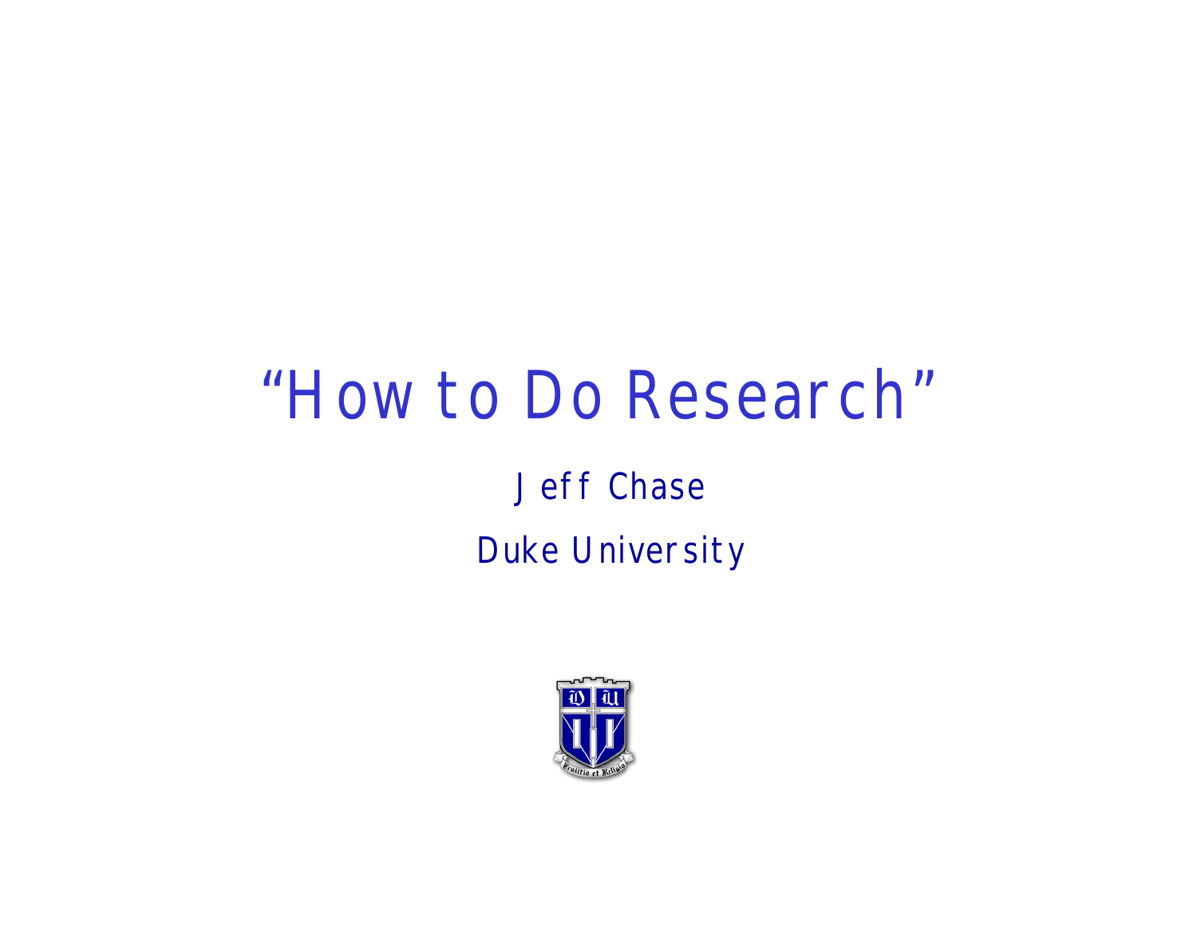# "How to Do Research"

Jeff Chase

Duke University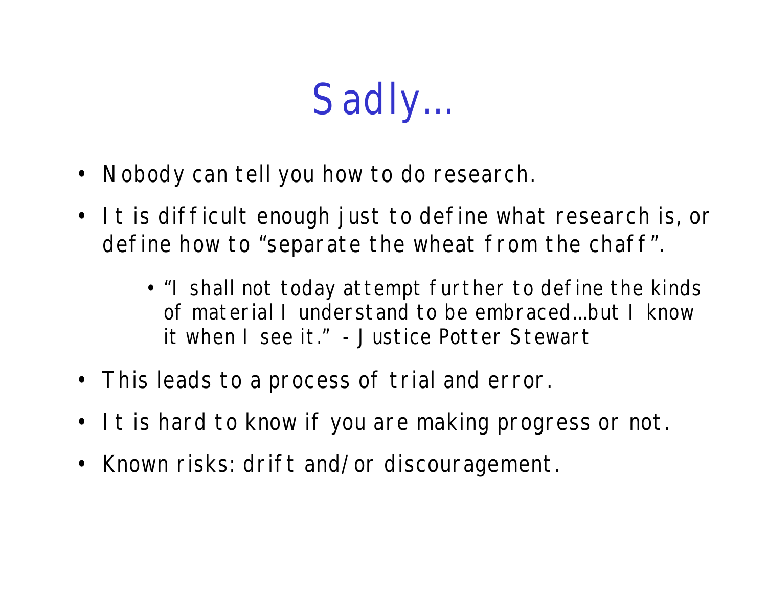# Sadly…

- Nobody can tell you how to do research.
- It is difficult enough just to define what research is, or define how to "separate the wheat from the chaff".
  - "I shall not today attempt further to define the kinds of material I understand to be embraced…but I know it when I see it." - Justice Potter Stewart
- This leads to a process of trial and error.
- It is hard to know if you are making progress or not.
- Known risks: drift and/or discouragement.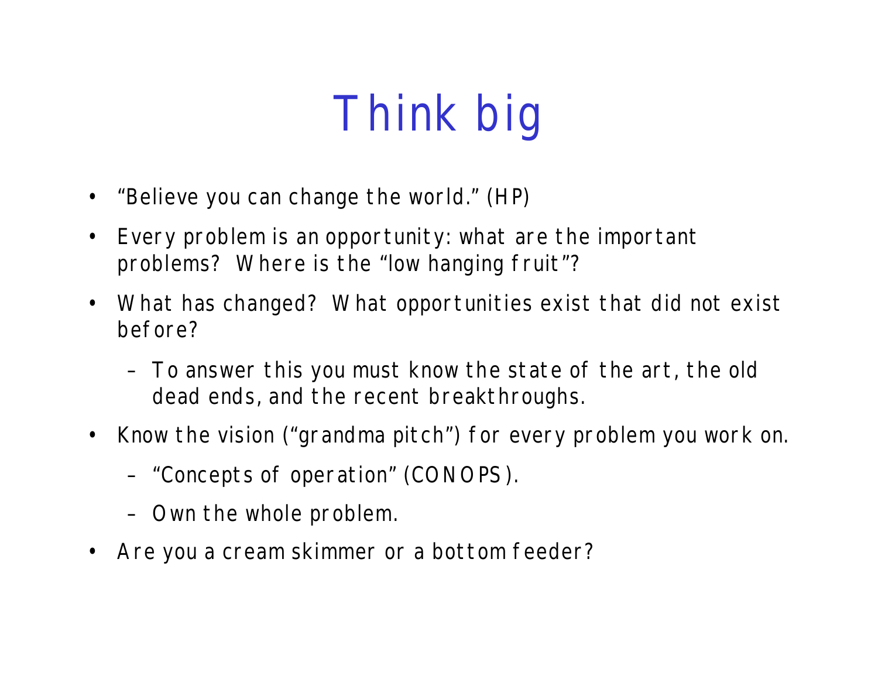# Think big

- "Believe you can change the world." (HP)
- Every problem is an opportunity: what are the important problems? Where is the "low hanging fruit"?
- What has changed? What opportunities exist that did not exist before?
  - To answer this you must know the state of the art, the old dead ends, and the recent breakthroughs.
- Know the vision ("grandma pitch") for every problem you work on.
  - "Concepts of operation" (CONOPS).
  - Own the whole problem.
- Are you a cream skimmer or a bottom feeder?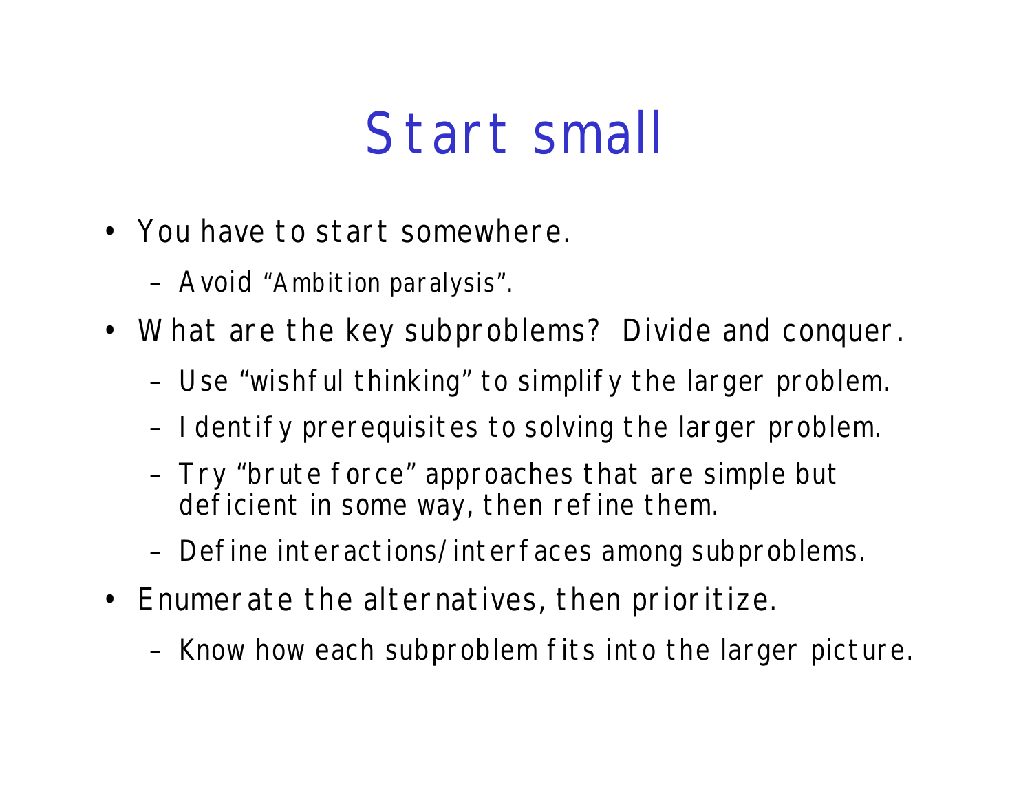# Start small

- You have to start somewhere.
  - Avoid "Ambition paralysis".
- What are the key subproblems? Divide and conquer.
  - Use "wishful thinking" to simplify the larger problem.
  - Identify prerequisites to solving the larger problem.
  - Try "brute force" approaches that are simple but deficient in some way, then refine them.
  - Define interactions/interfaces among subproblems.
- Enumerate the alternatives, then prioritize.
  - Know how each subproblem fits into the larger picture.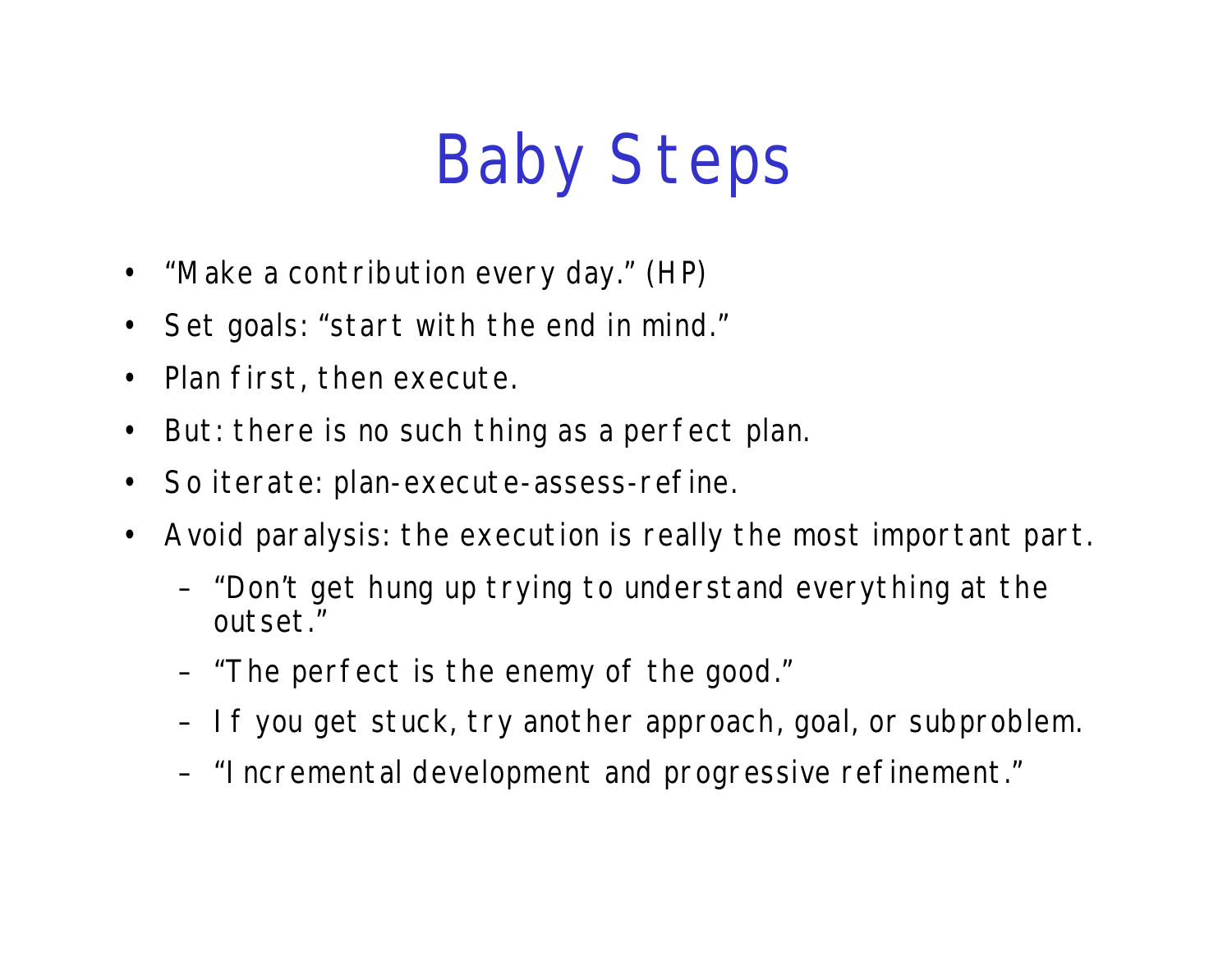# Baby Steps

- "Make a contribution every day." (HP)
- Set goals: "start with the end in mind."
- Plan first, then execute.
- But: there is no such thing as a perfect plan.
- So iterate: plan-execute-assess-refine.
- Avoid paralysis: the execution is really the most important part.
  - "Don't get hung up trying to understand everything at the outset."
  - "The perfect is the enemy of the good."
  - If you get stuck, try another approach, goal, or subproblem.
  - "Incremental development and progressive refinement."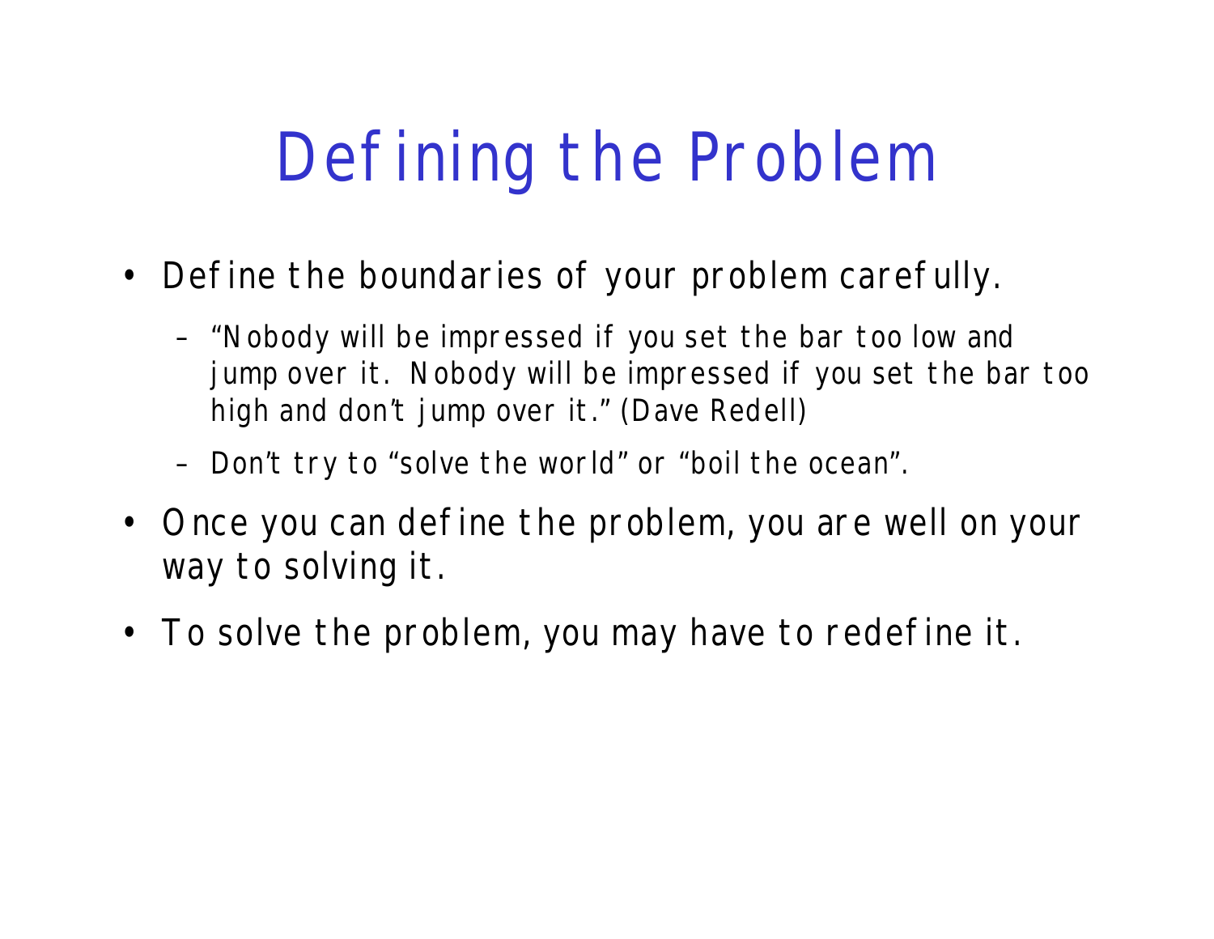# Defining the Problem

- Define the boundaries of your problem carefully.
  - "Nobody will be impressed if you set the bar too low and jump over it. Nobody will be impressed if you set the bar too high and don't jump over it." (Dave Redell)
  - Don't try to "solve the world" or "boil the ocean".
- Once you can define the problem, you are well on your way to solving it.
- To solve the problem, you may have to redefine it.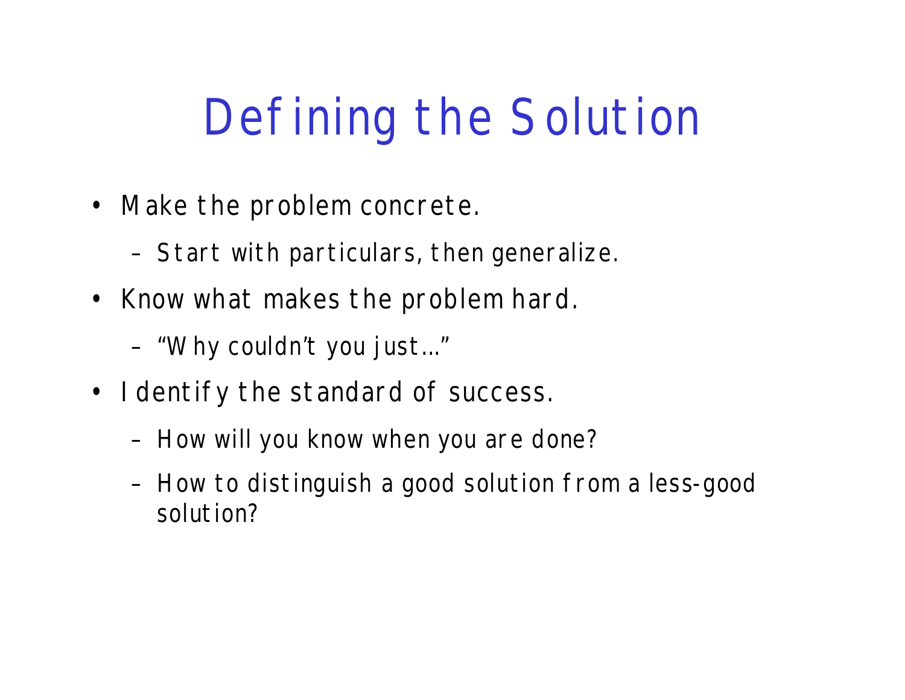# Defining the Solution

- Make the problem concrete.
  - Start with particulars, then generalize.
- Know what makes the problem hard.
  - "Why couldn't you just…"
- Identify the standard of success.
  - How will you know when you are done?
  - How to distinguish a good solution from a less-good solution?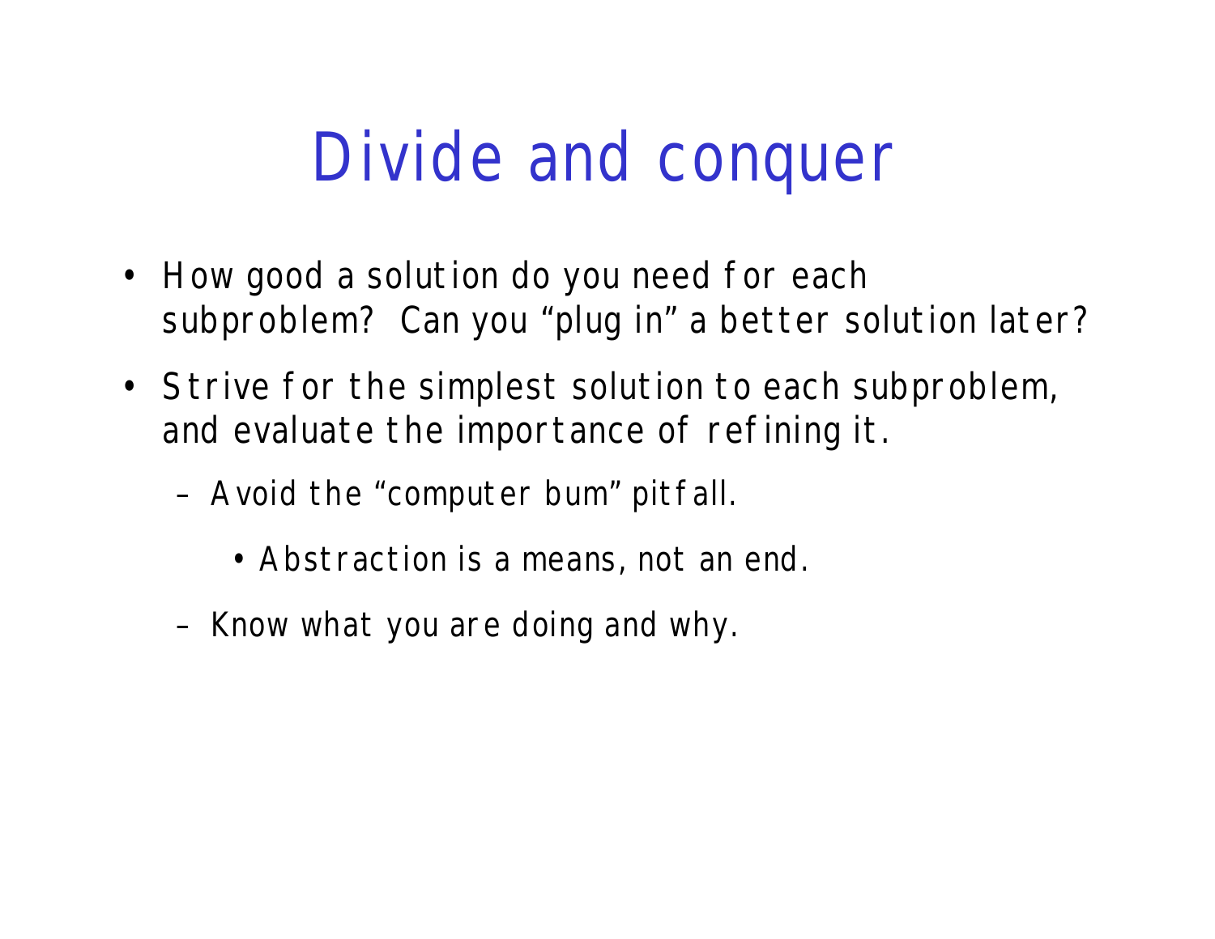# Divide and conquer

- How good a solution do you need for each subproblem? Can you “plug in” a better solution later?
- Strive for the simplest solution to each subproblem, and evaluate the importance of refining it.
  - Avoid the “computer bum” pitfall.
    - Abstraction is a means, not an end.
  - Know what you are doing and why.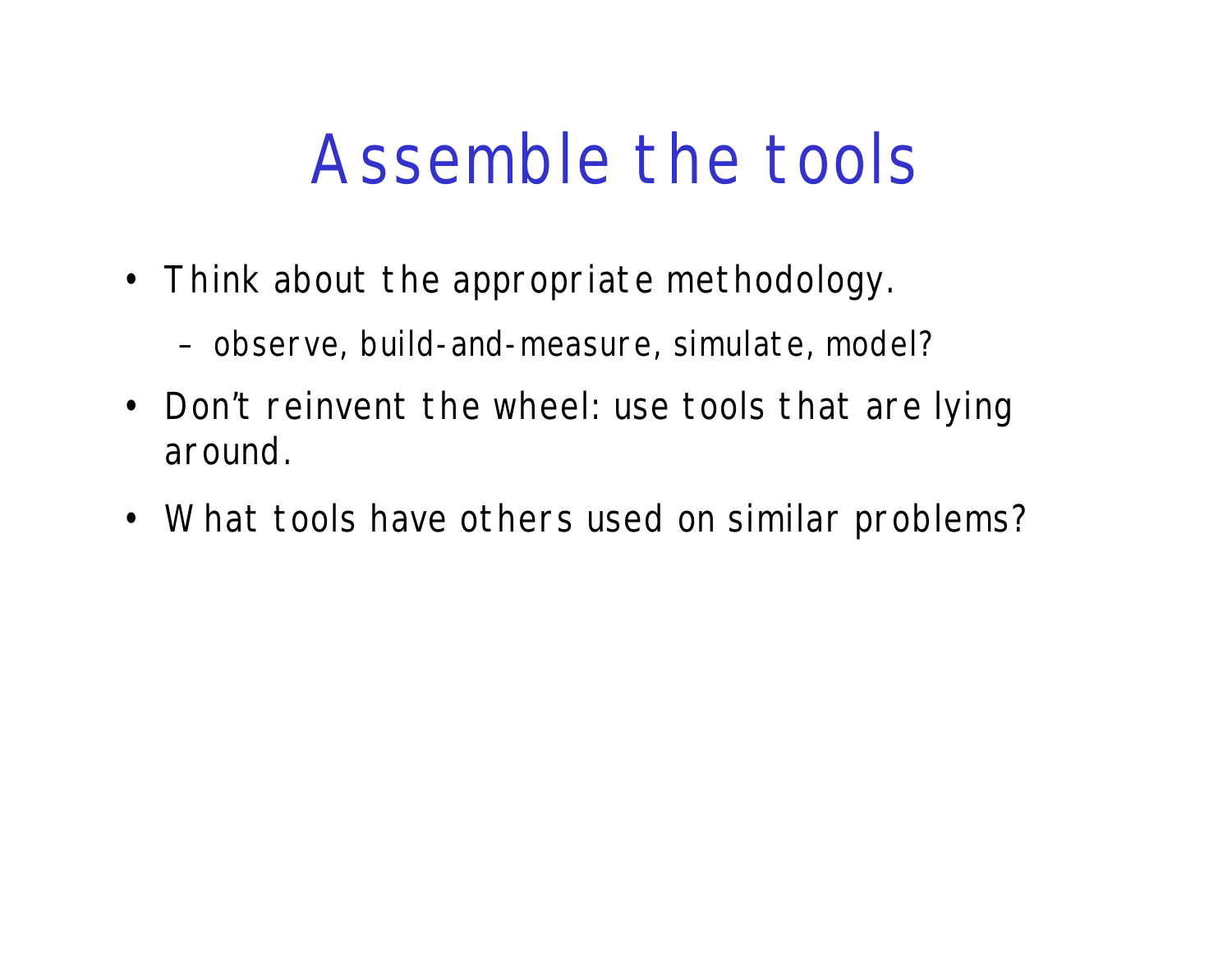# Assemble the tools

- Think about the appropriate methodology.
  - observe, build-and-measure, simulate, model?
- Don't reinvent the wheel: use tools that are lying around.
- What tools have others used on similar problems?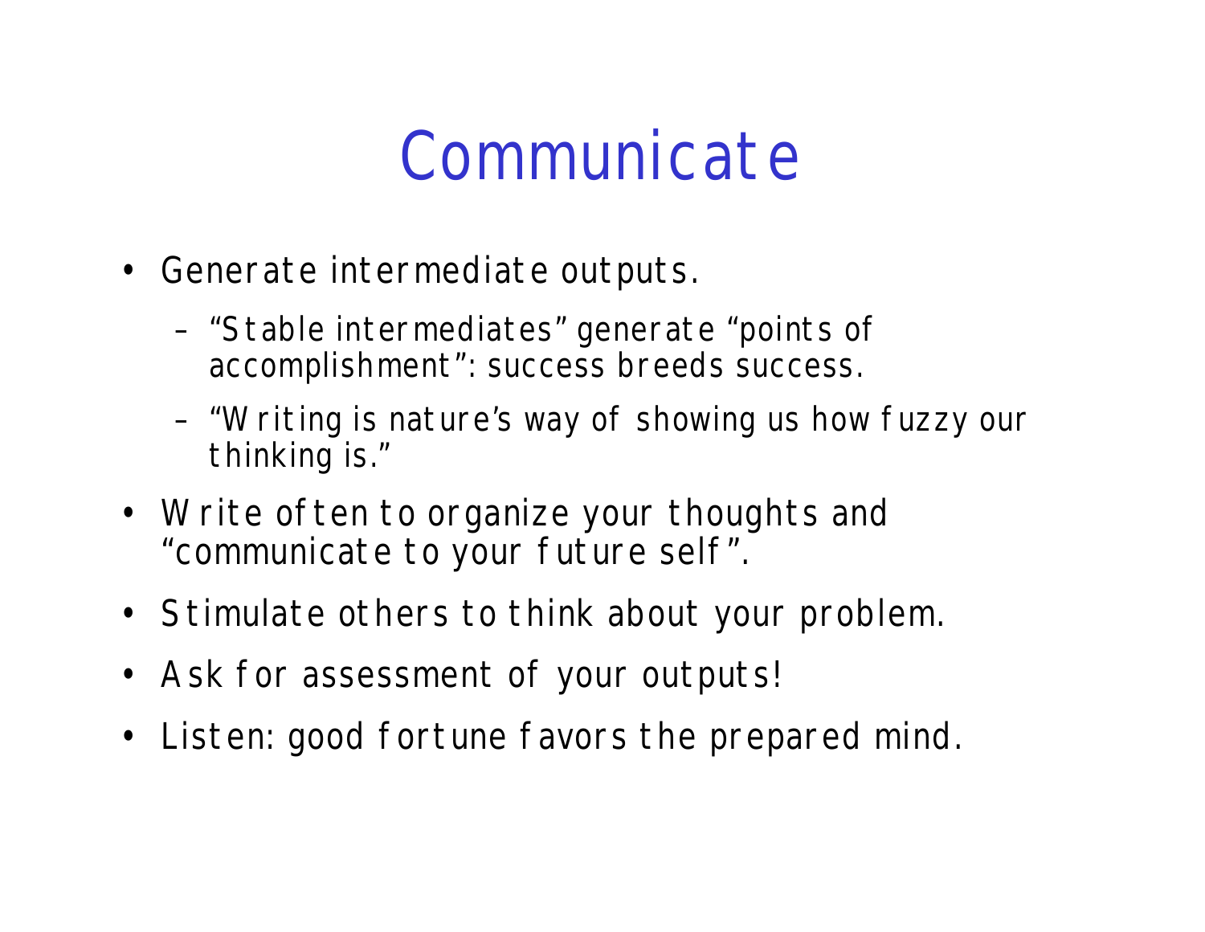# Communicate

- Generate intermediate outputs.
  - "Stable intermediates" generate "points of accomplishment": success breeds success.
  - "Writing is nature's way of showing us how fuzzy our thinking is."
- Write often to organize your thoughts and "communicate to your future self".
- Stimulate others to think about your problem.
- Ask for assessment of your outputs!
- Listen: good fortune favors the prepared mind.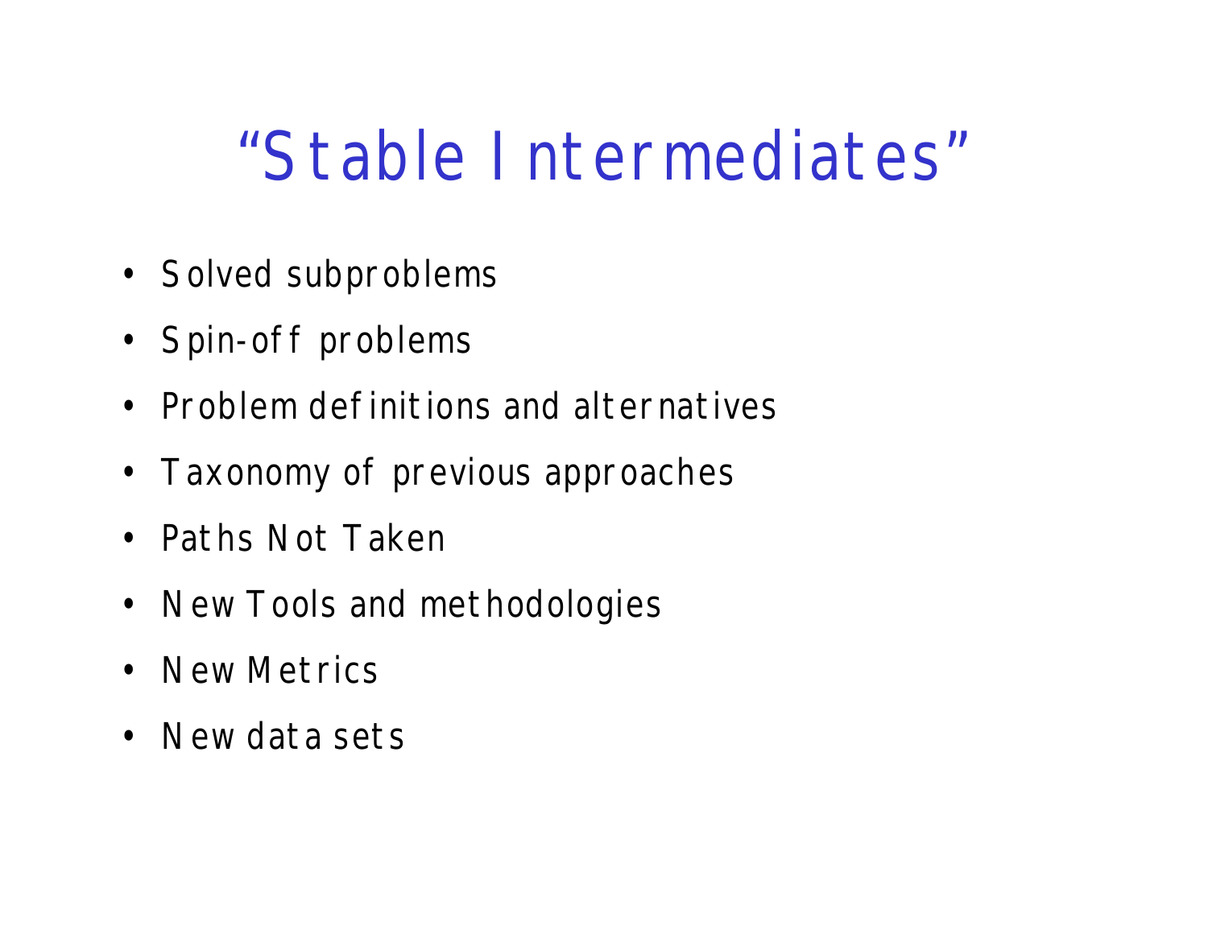# “Stable Intermediates”

- Solved subproblems
- Spin-off problems
- Problem definitions and alternatives
- Taxonomy of previous approaches
- Paths Not Taken
- New Tools and methodologies
- New Metrics
- New data sets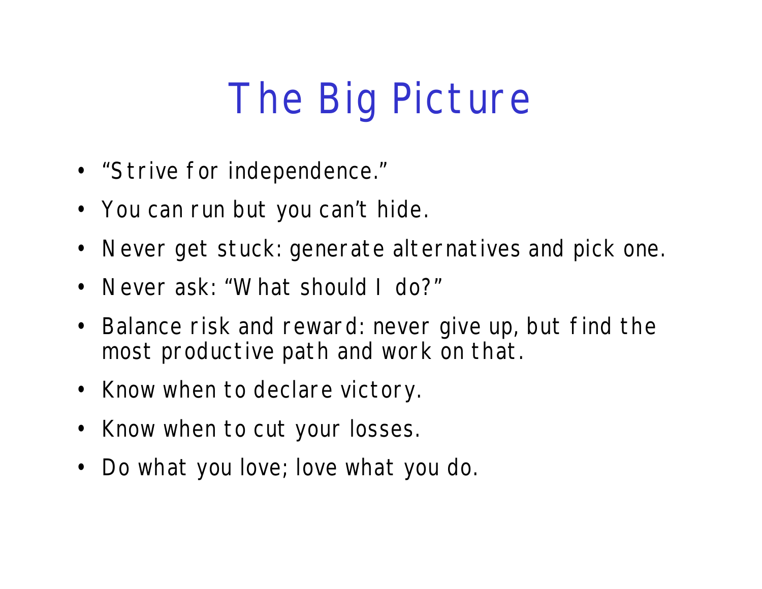# The Big Picture

- "Strive for independence."
- You can run but you can't hide.
- Never get stuck: generate alternatives and pick one.
- Never ask: "What should I do?"
- Balance risk and reward: never give up, but find the most productive path and work on that.
- Know when to declare victory.
- Know when to cut your losses.
- Do what you love; love what you do.